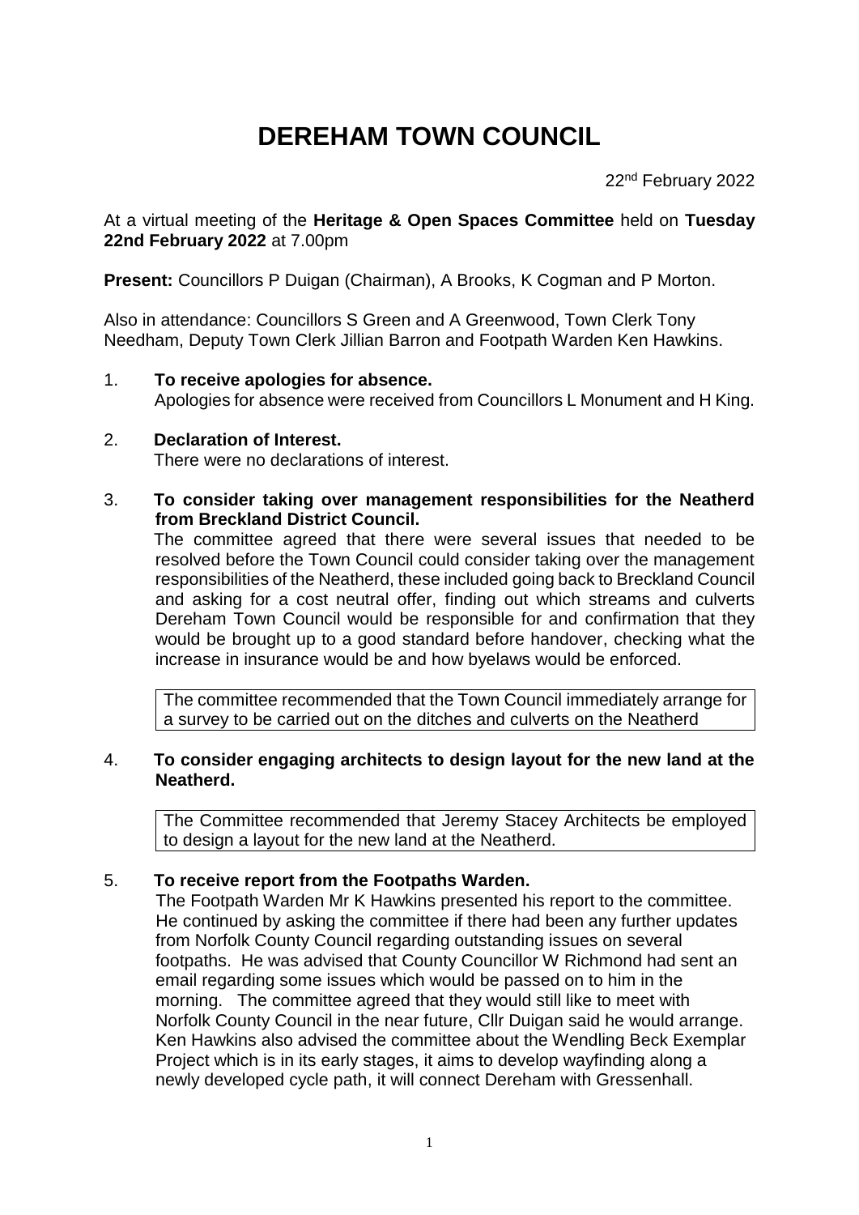# DEREHAM TOWN COUNCIL

22nd February 2022

At a virtual meeting of the **Heritage & Open Spaces Committee** held on **Tuesday 22nd February 2022** at 7.00pm

**Present:** Councillors P Duigan (Chairman), A Brooks, K Cogman and P Morton.

Also in attendance: Councillors S Green and A Greenwood, Town Clerk Tony Needham, Deputy Town Clerk Jillian Barron and Footpath Warden Ken Hawkins.

1. **To receive apologies for absence.**
   Apologies for absence were received from Councillors L Monument and H King.

2. **Declaration of Interest.**
   There were no declarations of interest.

3. **To consider taking over management responsibilities for the Neatherd from Breckland District Council.**
   The committee agreed that there were several issues that needed to be resolved before the Town Council could consider taking over the management responsibilities of the Neatherd, these included going back to Breckland Council and asking for a cost neutral offer, finding out which streams and culverts Dereham Town Council would be responsible for and confirmation that they would be brought up to a good standard before handover, checking what the increase in insurance would be and how byelaws would be enforced.

   The committee recommended that the Town Council immediately arrange for a survey to be carried out on the ditches and culverts on the Neatherd

4. **To consider engaging architects to design layout for the new land at the Neatherd.**

   The Committee recommended that Jeremy Stacey Architects be employed to design a layout for the new land at the Neatherd.

5. **To receive report from the Footpaths Warden.**
   The Footpath Warden Mr K Hawkins presented his report to the committee. He continued by asking the committee if there had been any further updates from Norfolk County Council regarding outstanding issues on several footpaths. He was advised that County Councillor W Richmond had sent an email regarding some issues which would be passed on to him in the morning. The committee agreed that they would still like to meet with Norfolk County Council in the near future, Cllr Duigan said he would arrange. Ken Hawkins also advised the committee about the Wendling Beck Exemplar Project which is in its early stages, it aims to develop wayfinding along a newly developed cycle path, it will connect Dereham with Gressenhall.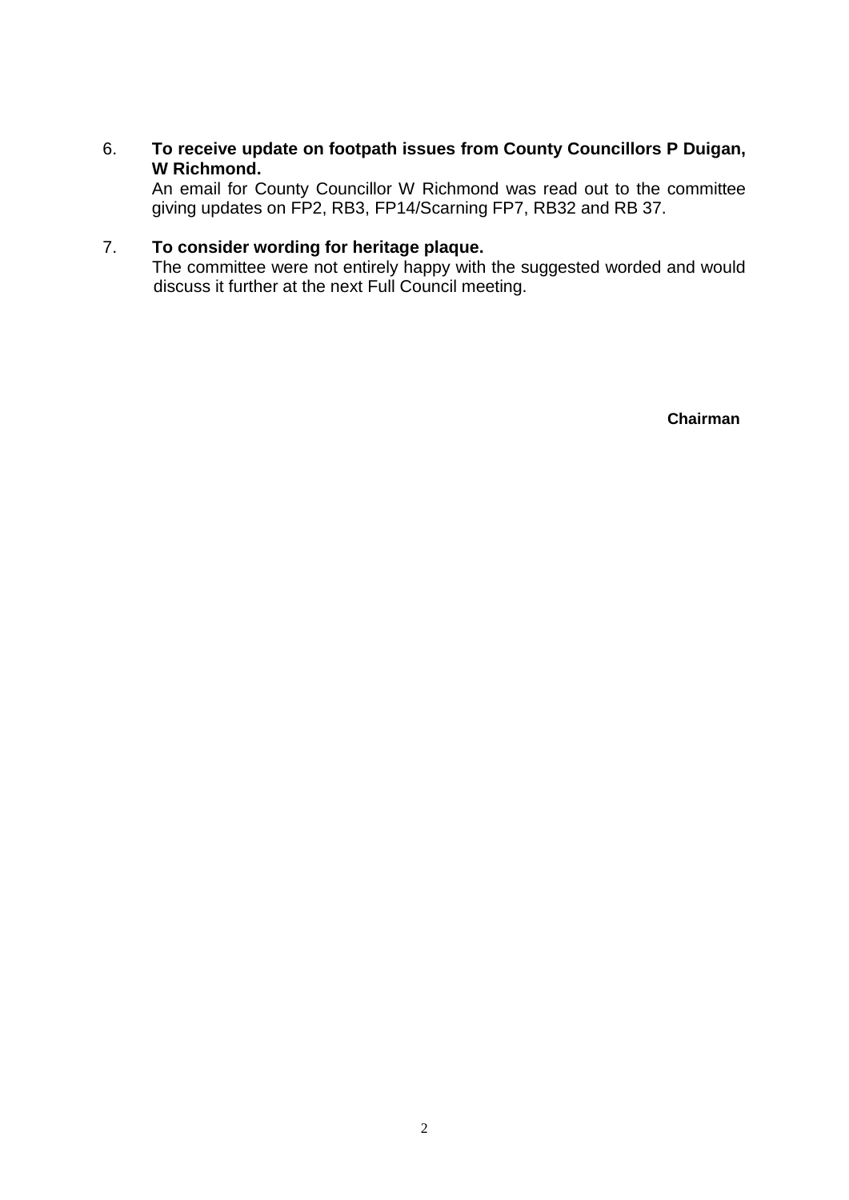6. **To receive update on footpath issues from County Councillors P Duigan, W Richmond.**
   An email for County Councillor W Richmond was read out to the committee giving updates on FP2, RB3, FP14/Scarning FP7, RB32 and RB 37.

7. **To consider wording for heritage plaque.**
   The committee were not entirely happy with the suggested worded and would discuss it further at the next Full Council meeting.

**Chairman**